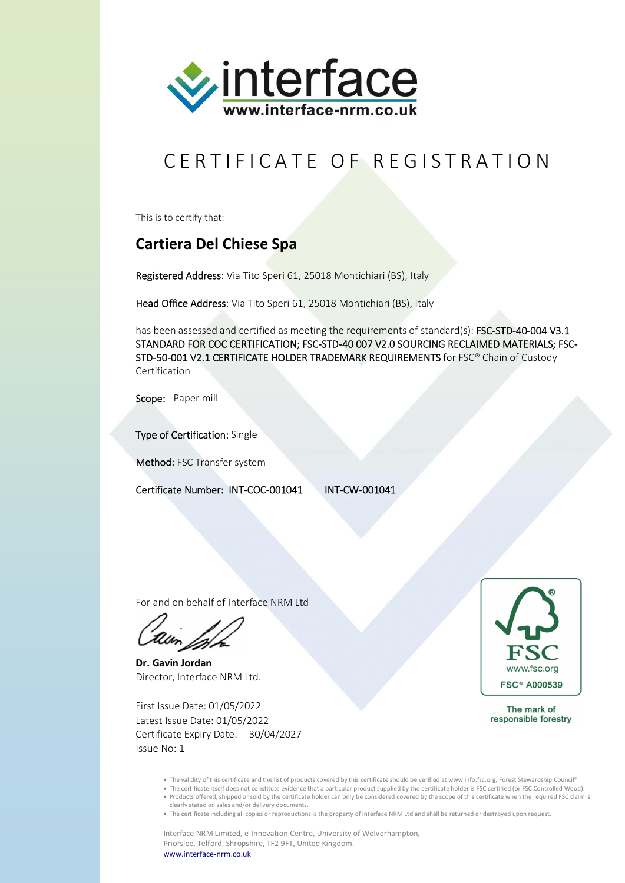interface
www.interface-nrm.co.uk

# CERTIFICATE OF REGISTRATION

This is to certify that:

## Cartiera Del Chiese Spa

Registered Address: Via Tito Speri 61, 25018 Montichiari (BS), Italy

Head Office Address: Via Tito Speri 61, 25018 Montichiari (BS), Italy

has been assessed and certified as meeting the requirements of standard(s): FSC-STD-40-004 V3.1 STANDARD FOR COC CERTIFICATION; FSC-STD-40 007 V2.0 SOURCING RECLAIMED MATERIALS; FSC-STD-50-001 V2.1 CERTIFICATE HOLDER TRADEMARK REQUIREMENTS for FSC® Chain of Custody Certification

Scope: Paper mill

Type of Certification: Single

Method: FSC Transfer system

Certificate Number: INT-COC-001041 INT-CW-001041

For and on behalf of Interface NRM Ltd

**Dr. Gavin Jordan**
Director, Interface NRM Ltd.

First Issue Date: 01/05/2022
Latest Issue Date: 01/05/2022
Certificate Expiry Date: 30/04/2027
Issue No: 1

FSC
www.fsc.org
FSC® A000539

The mark of responsible forestry

- The validity of this certificate and the list of products covered by this certificate should be verified at www info.fsc.org, Forest Stewardship Council®
- The certificate itself does not constitute evidence that a particular product supplied by the certificate holder is FSC certified (or FSC Controlled Wood).
- Products offered, shipped or sold by the certificate holder can only be considered covered by the scope of this certificate when the required FSC claim is clearly stated on sales and/or delivery documents.
- The certificate including all copies or reproductions is the property of Interface NRM Ltd and shall be returned or destroyed upon request.

Interface NRM Limited, e-Innovation Centre, University of Wolverhampton,
Priorslee, Telford, Shropshire, TF2 9FT, United Kingdom.
www.interface-nrm.co.uk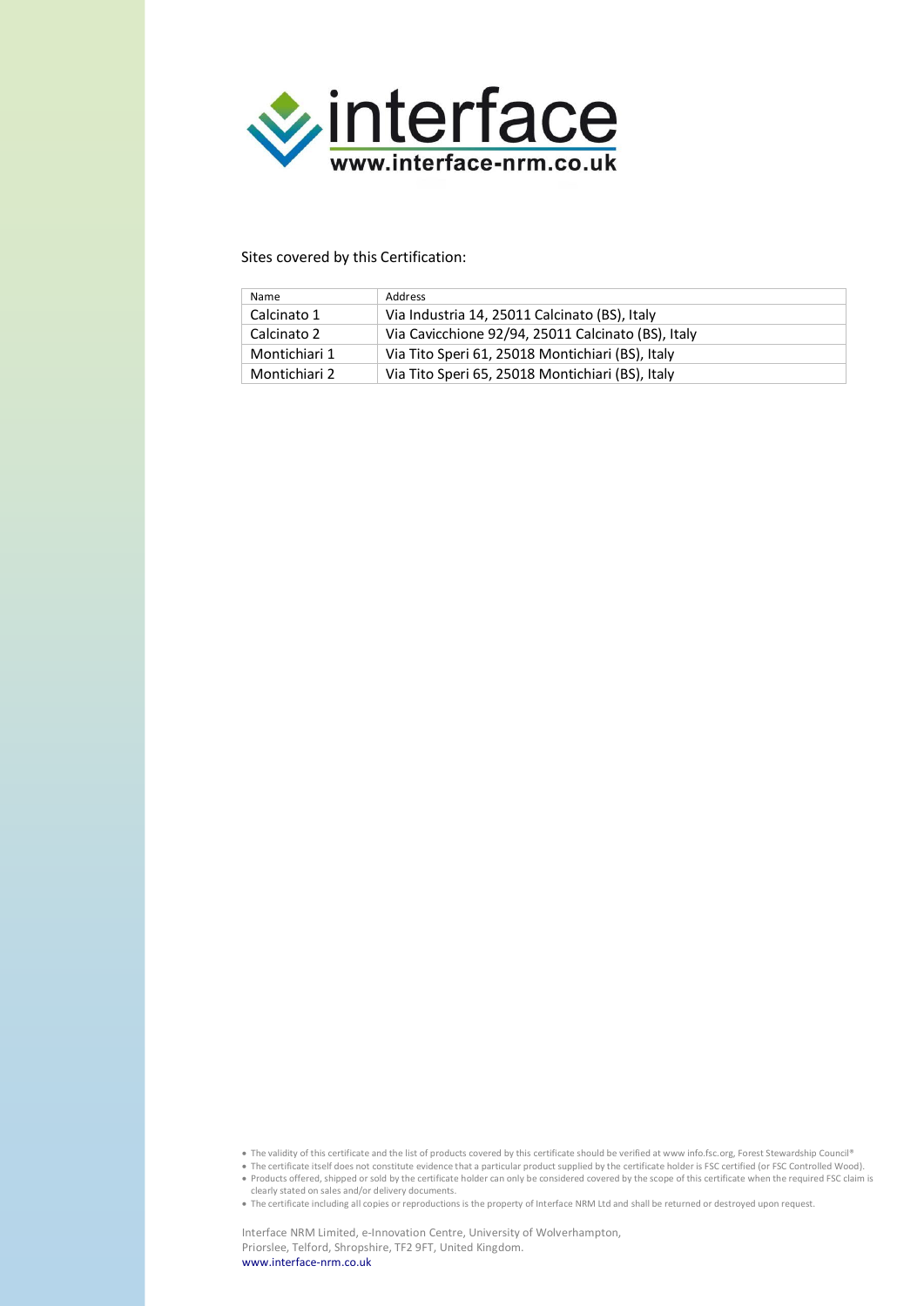Sites covered by this Certification:

| Name | Address |
|---|---|
| Calcinato 1 | Via Industria 14, 25011 Calcinato (BS), Italy |
| Calcinato 2 | Via Cavicchione 92/94, 25011 Calcinato (BS), Italy |
| Montichiari 1 | Via Tito Speri 61, 25018 Montichiari (BS), Italy |
| Montichiari 2 | Via Tito Speri 65, 25018 Montichiari (BS), Italy |

- The validity of this certificate and the list of products covered by this certificate should be verified at www info.fsc.org, Forest Stewardship Council®
- The certificate itself does not constitute evidence that a particular product supplied by the certificate holder is FSC certified (or FSC Controlled Wood).
- Products offered, shipped or sold by the certificate holder can only be considered covered by the scope of this certificate when the required FSC claim is clearly stated on sales and/or delivery documents.
- The certificate including all copies or reproductions is the property of Interface NRM Ltd and shall be returned or destroyed upon request.

Interface NRM Limited, e-Innovation Centre, University of Wolverhampton,
Priorslee, Telford, Shropshire, TF2 9FT, United Kingdom.
www.interface-nrm.co.uk